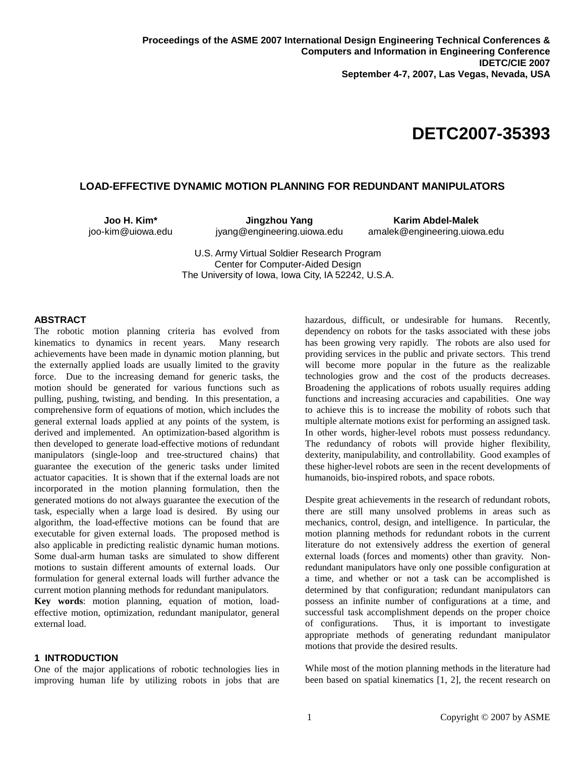Proceedings of the ASME 2007 International Design Engineering Technical Conferences & Computers and Information in Engineering Conference
IDETC/CIE 2007
September 4-7, 2007, Las Vegas, Nevada, USA

# DETC2007-35393

## LOAD-EFFECTIVE DYNAMIC MOTION PLANNING FOR REDUNDANT MANIPULATORS

**Joo H. Kim***
joo-kim@uiowa.edu

**Jingzhou Yang**
jyang@engineering.uiowa.edu

**Karim Abdel-Malek**
amalek@engineering.uiowa.edu

U.S. Army Virtual Soldier Research Program
Center for Computer-Aided Design
The University of Iowa, Iowa City, IA 52242, U.S.A.

### ABSTRACT

The robotic motion planning criteria has evolved from kinematics to dynamics in recent years. Many research achievements have been made in dynamic motion planning, but the externally applied loads are usually limited to the gravity force. Due to the increasing demand for generic tasks, the motion should be generated for various functions such as pulling, pushing, twisting, and bending. In this presentation, a comprehensive form of equations of motion, which includes the general external loads applied at any points of the system, is derived and implemented. An optimization-based algorithm is then developed to generate load-effective motions of redundant manipulators (single-loop and tree-structured chains) that guarantee the execution of the generic tasks under limited actuator capacities. It is shown that if the external loads are not incorporated in the motion planning formulation, then the generated motions do not always guarantee the execution of the task, especially when a large load is desired. By using our algorithm, the load-effective motions can be found that are executable for given external loads. The proposed method is also applicable in predicting realistic dynamic human motions. Some dual-arm human tasks are simulated to show different motions to sustain different amounts of external loads. Our formulation for general external loads will further advance the current motion planning methods for redundant manipulators.

**Key words**: motion planning, equation of motion, load-effective motion, optimization, redundant manipulator, general external load.

### 1 INTRODUCTION

One of the major applications of robotic technologies lies in improving human life by utilizing robots in jobs that are hazardous, difficult, or undesirable for humans. Recently, dependency on robots for the tasks associated with these jobs has been growing very rapidly. The robots are also used for providing services in the public and private sectors. This trend will become more popular in the future as the realizable technologies grow and the cost of the products decreases. Broadening the applications of robots usually requires adding functions and increasing accuracies and capabilities. One way to achieve this is to increase the mobility of robots such that multiple alternate motions exist for performing an assigned task. In other words, higher-level robots must possess redundancy. The redundancy of robots will provide higher flexibility, dexterity, manipulability, and controllability. Good examples of these higher-level robots are seen in the recent developments of humanoids, bio-inspired robots, and space robots.

Despite great achievements in the research of redundant robots, there are still many unsolved problems in areas such as mechanics, control, design, and intelligence. In particular, the motion planning methods for redundant robots in the current literature do not extensively address the exertion of general external loads (forces and moments) other than gravity. Non-redundant manipulators have only one possible configuration at a time, and whether or not a task can be accomplished is determined by that configuration; redundant manipulators can possess an infinite number of configurations at a time, and successful task accomplishment depends on the proper choice of configurations. Thus, it is important to investigate appropriate methods of generating redundant manipulator motions that provide the desired results.

While most of the motion planning methods in the literature had been based on spatial kinematics [1, 2], the recent research on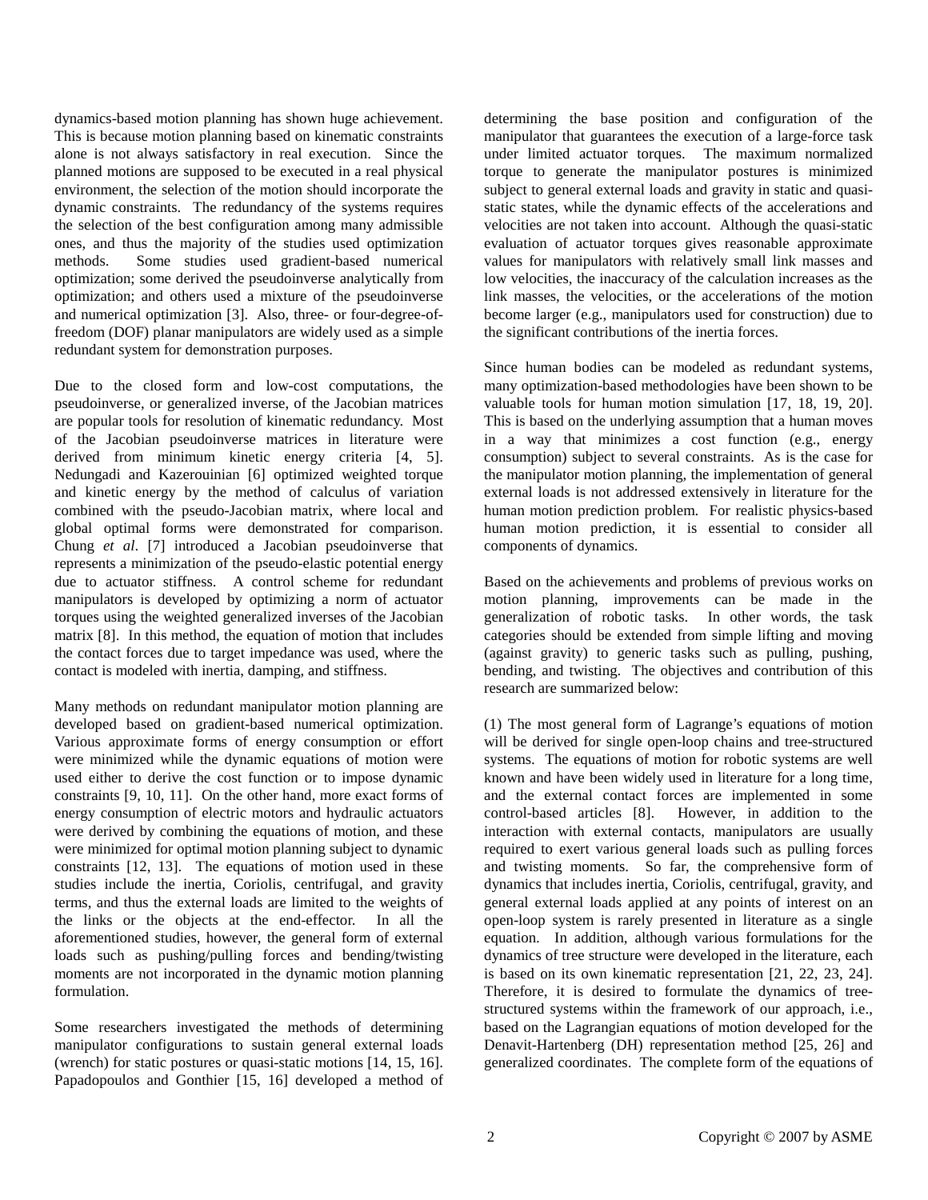dynamics-based motion planning has shown huge achievement. This is because motion planning based on kinematic constraints alone is not always satisfactory in real execution. Since the planned motions are supposed to be executed in a real physical environment, the selection of the motion should incorporate the dynamic constraints. The redundancy of the systems requires the selection of the best configuration among many admissible ones, and thus the majority of the studies used optimization methods. Some studies used gradient-based numerical optimization; some derived the pseudoinverse analytically from optimization; and others used a mixture of the pseudoinverse and numerical optimization [3]. Also, three- or four-degree-of-freedom (DOF) planar manipulators are widely used as a simple redundant system for demonstration purposes.

Due to the closed form and low-cost computations, the pseudoinverse, or generalized inverse, of the Jacobian matrices are popular tools for resolution of kinematic redundancy. Most of the Jacobian pseudoinverse matrices in literature were derived from minimum kinetic energy criteria [4, 5]. Nedungadi and Kazerouinian [6] optimized weighted torque and kinetic energy by the method of calculus of variation combined with the pseudo-Jacobian matrix, where local and global optimal forms were demonstrated for comparison. Chung *et al*. [7] introduced a Jacobian pseudoinverse that represents a minimization of the pseudo-elastic potential energy due to actuator stiffness. A control scheme for redundant manipulators is developed by optimizing a norm of actuator torques using the weighted generalized inverses of the Jacobian matrix [8]. In this method, the equation of motion that includes the contact forces due to target impedance was used, where the contact is modeled with inertia, damping, and stiffness.

Many methods on redundant manipulator motion planning are developed based on gradient-based numerical optimization. Various approximate forms of energy consumption or effort were minimized while the dynamic equations of motion were used either to derive the cost function or to impose dynamic constraints [9, 10, 11]. On the other hand, more exact forms of energy consumption of electric motors and hydraulic actuators were derived by combining the equations of motion, and these were minimized for optimal motion planning subject to dynamic constraints [12, 13]. The equations of motion used in these studies include the inertia, Coriolis, centrifugal, and gravity terms, and thus the external loads are limited to the weights of the links or the objects at the end-effector. In all the aforementioned studies, however, the general form of external loads such as pushing/pulling forces and bending/twisting moments are not incorporated in the dynamic motion planning formulation.

Some researchers investigated the methods of determining manipulator configurations to sustain general external loads (wrench) for static postures or quasi-static motions [14, 15, 16]. Papadopoulos and Gonthier [15, 16] developed a method of determining the base position and configuration of the manipulator that guarantees the execution of a large-force task under limited actuator torques. The maximum normalized torque to generate the manipulator postures is minimized subject to general external loads and gravity in static and quasi-static states, while the dynamic effects of the accelerations and velocities are not taken into account. Although the quasi-static evaluation of actuator torques gives reasonable approximate values for manipulators with relatively small link masses and low velocities, the inaccuracy of the calculation increases as the link masses, the velocities, or the accelerations of the motion become larger (e.g., manipulators used for construction) due to the significant contributions of the inertia forces.

Since human bodies can be modeled as redundant systems, many optimization-based methodologies have been shown to be valuable tools for human motion simulation [17, 18, 19, 20]. This is based on the underlying assumption that a human moves in a way that minimizes a cost function (e.g., energy consumption) subject to several constraints. As is the case for the manipulator motion planning, the implementation of general external loads is not addressed extensively in literature for the human motion prediction problem. For realistic physics-based human motion prediction, it is essential to consider all components of dynamics.

Based on the achievements and problems of previous works on motion planning, improvements can be made in the generalization of robotic tasks. In other words, the task categories should be extended from simple lifting and moving (against gravity) to generic tasks such as pulling, pushing, bending, and twisting. The objectives and contribution of this research are summarized below:

(1) The most general form of Lagrange's equations of motion will be derived for single open-loop chains and tree-structured systems. The equations of motion for robotic systems are well known and have been widely used in literature for a long time, and the external contact forces are implemented in some control-based articles [8]. However, in addition to the interaction with external contacts, manipulators are usually required to exert various general loads such as pulling forces and twisting moments. So far, the comprehensive form of dynamics that includes inertia, Coriolis, centrifugal, gravity, and general external loads applied at any points of interest on an open-loop system is rarely presented in literature as a single equation. In addition, although various formulations for the dynamics of tree structure were developed in the literature, each is based on its own kinematic representation [21, 22, 23, 24]. Therefore, it is desired to formulate the dynamics of tree-structured systems within the framework of our approach, i.e., based on the Lagrangian equations of motion developed for the Denavit-Hartenberg (DH) representation method [25, 26] and generalized coordinates. The complete form of the equations of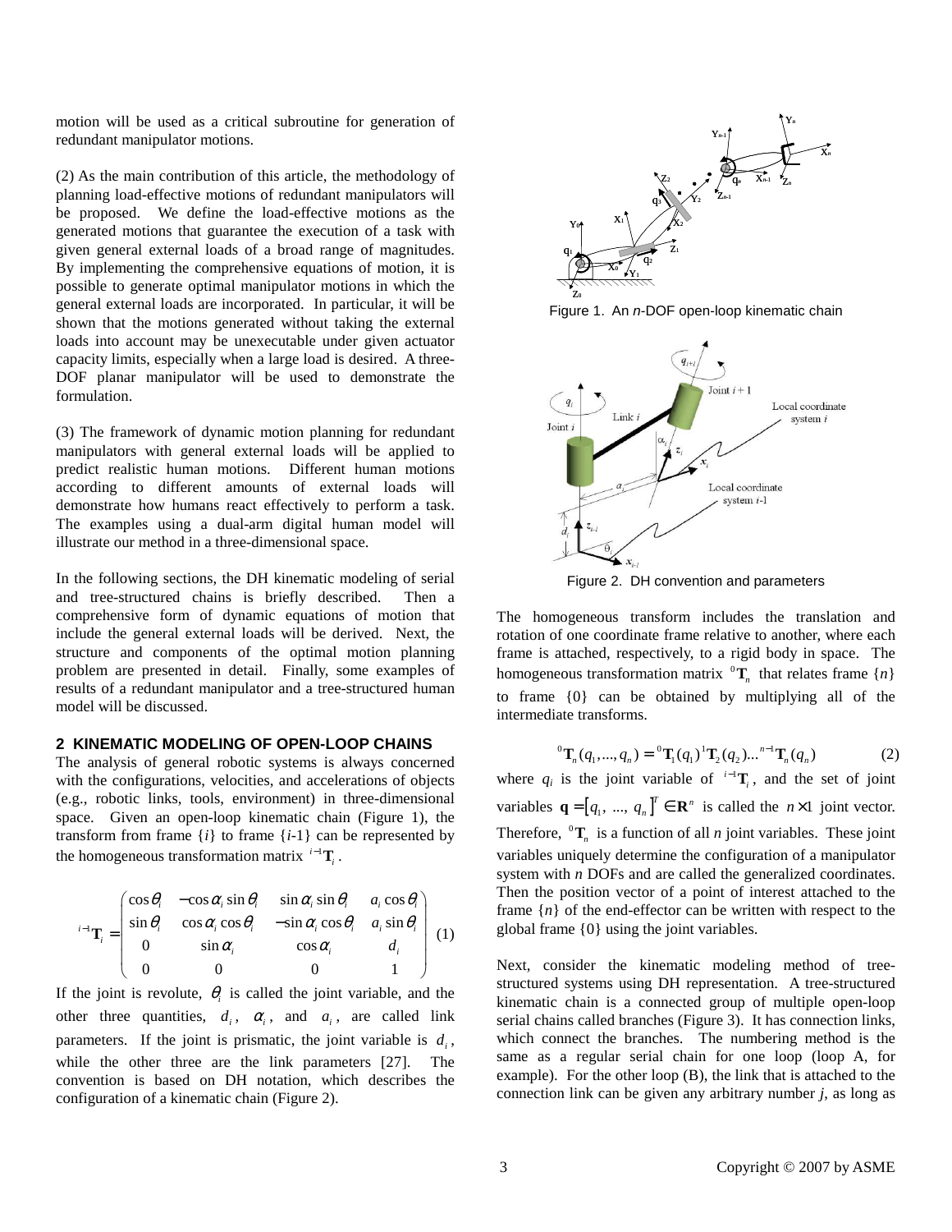motion will be used as a critical subroutine for generation of redundant manipulator motions.

(2) As the main contribution of this article, the methodology of planning load-effective motions of redundant manipulators will be proposed. We define the load-effective motions as the generated motions that guarantee the execution of a task with given general external loads of a broad range of magnitudes. By implementing the comprehensive equations of motion, it is possible to generate optimal manipulator motions in which the general external loads are incorporated. In particular, it will be shown that the motions generated without taking the external loads into account may be unexecutable under given actuator capacity limits, especially when a large load is desired. A three-DOF planar manipulator will be used to demonstrate the formulation.

(3) The framework of dynamic motion planning for redundant manipulators with general external loads will be applied to predict realistic human motions. Different human motions according to different amounts of external loads will demonstrate how humans react effectively to perform a task. The examples using a dual-arm digital human model will illustrate our method in a three-dimensional space.

In the following sections, the DH kinematic modeling of serial and tree-structured chains is briefly described. Then a comprehensive form of dynamic equations of motion that include the general external loads will be derived. Next, the structure and components of the optimal motion planning problem are presented in detail. Finally, some examples of results of a redundant manipulator and a tree-structured human model will be discussed.

## 2 KINEMATIC MODELING OF OPEN-LOOP CHAINS

The analysis of general robotic systems is always concerned with the configurations, velocities, and accelerations of objects (e.g., robotic links, tools, environment) in three-dimensional space. Given an open-loop kinematic chain (Figure 1), the transform from frame {*i*} to frame {*i*-1} can be represented by the homogeneous transformation matrix ${}^{i-1}\mathbf{T}_i$.

$$
{}^{i-1}\mathbf{T}_i = \begin{pmatrix} \cos\theta_i & -\cos\alpha_i \sin\theta_i & \sin\alpha_i \sin\theta_i & a_i \cos\theta_i \\ \sin\theta_i & \cos\alpha_i \cos\theta_i & -\sin\alpha_i \cos\theta_i & a_i \sin\theta_i \\ 0 & \sin\alpha_i & \cos\alpha_i & d_i \\ 0 & 0 & 0 & 1 \end{pmatrix} \quad (1)
$$

If the joint is revolute, $\theta_i$ is called the joint variable, and the other three quantities, $d_i$, $\alpha_i$, and $a_i$, are called link parameters. If the joint is prismatic, the joint variable is $d_i$, while the other three are the link parameters [27]. The convention is based on DH notation, which describes the configuration of a kinematic chain (Figure 2).

Figure 1. An *n*-DOF open-loop kinematic chain

Figure 2. DH convention and parameters

The homogeneous transform includes the translation and rotation of one coordinate frame relative to another, where each frame is attached, respectively, to a rigid body in space. The homogeneous transformation matrix ${}^{0}\mathbf{T}_n$ that relates frame {*n*} to frame {0} can be obtained by multiplying all of the intermediate transforms.

$$
{}^{0}\mathbf{T}_n(q_1,...,q_n) = {}^{0}\mathbf{T}_1(q_1)\,{}^{1}\mathbf{T}_2(q_2)...{}^{n-1}\mathbf{T}_n(q_n) \quad (2)
$$

where $q_i$ is the joint variable of ${}^{i-1}\mathbf{T}_i$, and the set of joint variables $\mathbf{q} = [q_1,\ ...,\ q_n]^T \in \mathbf{R}^n$ is called the $n \times 1$ joint vector. Therefore, ${}^{0}\mathbf{T}_n$ is a function of all *n* joint variables. These joint variables uniquely determine the configuration of a manipulator system with *n* DOFs and are called the generalized coordinates. Then the position vector of a point of interest attached to the frame {*n*} of the end-effector can be written with respect to the global frame {0} using the joint variables.

Next, consider the kinematic modeling method of tree-structured systems using DH representation. A tree-structured kinematic chain is a connected group of multiple open-loop serial chains called branches (Figure 3). It has connection links, which connect the branches. The numbering method is the same as a regular serial chain for one loop (loop A, for example). For the other loop (B), the link that is attached to the connection link can be given any arbitrary number *j*, as long as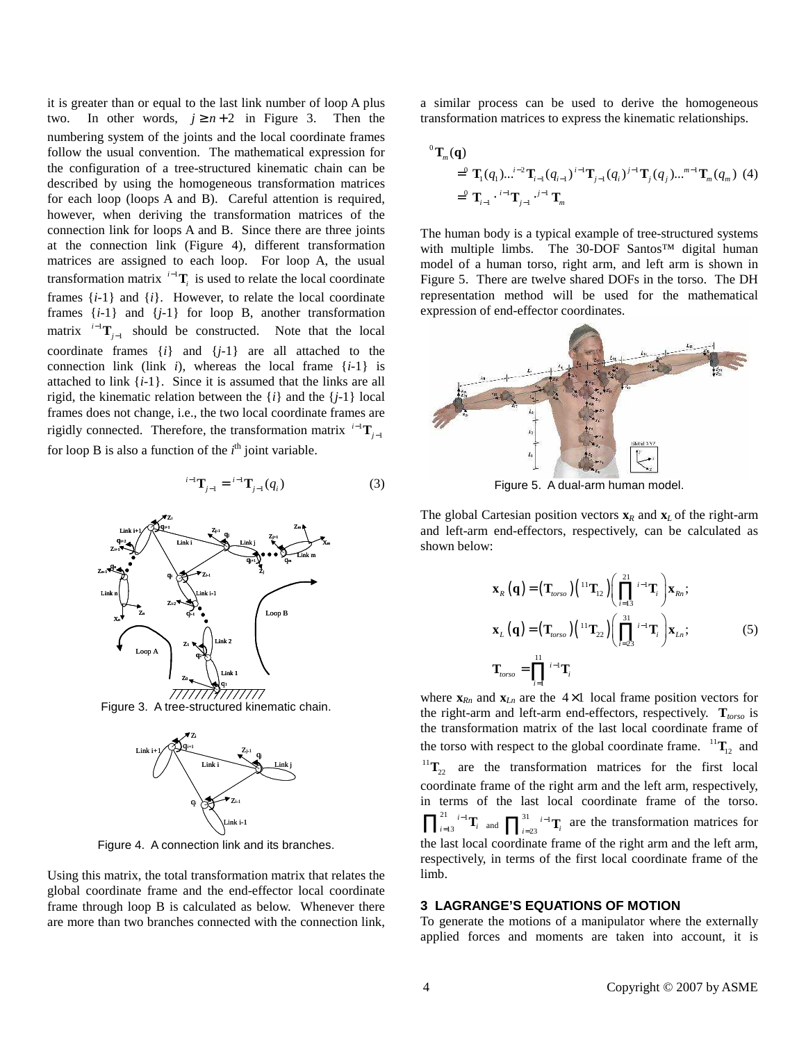it is greater than or equal to the last link number of loop A plus two. In other words, $j \geq n+2$ in Figure 3. Then the numbering system of the joints and the local coordinate frames follow the usual convention. The mathematical expression for the configuration of a tree-structured kinematic chain can be described by using the homogeneous transformation matrices for each loop (loops A and B). Careful attention is required, however, when deriving the transformation matrices of the connection link for loops A and B. Since there are three joints at the connection link (Figure 4), different transformation matrices are assigned to each loop. For loop A, the usual transformation matrix ${}^{i-1}\mathbf{T}_i$ is used to relate the local coordinate frames {*i*-1} and {*i*}. However, to relate the local coordinate frames {*i*-1} and {*j*-1} for loop B, another transformation matrix ${}^{i-1}\mathbf{T}_{j-1}$ should be constructed. Note that the local coordinate frames {*i*} and {*j*-1} are all attached to the connection link (link *i*), whereas the local frame {*i*-1} is attached to link {*i*-1}. Since it is assumed that the links are all rigid, the kinematic relation between the {*i*} and the {*j*-1} local frames does not change, i.e., the two local coordinate frames are rigidly connected. Therefore, the transformation matrix ${}^{i-1}\mathbf{T}_{j-1}$ for loop B is also a function of the $i^{\text{th}}$ joint variable.

$$ {}^{i-1}\mathbf{T}_{j-1} = {}^{i-1}\mathbf{T}_{j-1}(q_i) \tag{3} $$

Figure 3. A tree-structured kinematic chain.

Figure 4. A connection link and its branches.

Using this matrix, the total transformation matrix that relates the global coordinate frame and the end-effector local coordinate frame through loop B is calculated as below. Whenever there are more than two branches connected with the connection link, a similar process can be used to derive the homogeneous transformation matrices to express the kinematic relationships.

$$ \begin{aligned} {}^{0}\mathbf{T}_m(\mathbf{q}) &= {}^{0}\mathbf{T}_1(q_1) \ldots {}^{i-2}\mathbf{T}_{i-1}(q_{i-1})\, {}^{i-1}\mathbf{T}_{j-1}(q_i)\, {}^{j-1}\mathbf{T}_j(q_j) \ldots {}^{m-1}\mathbf{T}_m(q_m) \\ &= {}^{0}\mathbf{T}_{i-1} \cdot {}^{i-1}\mathbf{T}_{j-1} \cdot {}^{j-1}\mathbf{T}_m \end{aligned} \tag{4} $$

The human body is a typical example of tree-structured systems with multiple limbs. The 30-DOF Santos™ digital human model of a human torso, right arm, and left arm is shown in Figure 5. There are twelve shared DOFs in the torso. The DH representation method will be used for the mathematical expression of end-effector coordinates.

Figure 5. A dual-arm human model.

The global Cartesian position vectors $\mathbf{x}_R$ and $\mathbf{x}_L$ of the right-arm and left-arm end-effectors, respectively, can be calculated as shown below:

$$ \begin{aligned} \mathbf{x}_R(\mathbf{q}) &= \left(\mathbf{T}_{torso}\right)\left({}^{11}\mathbf{T}_{12}\right)\left(\prod_{i=13}^{21} {}^{i-1}\mathbf{T}_i\right)\mathbf{x}_{Rn}; \\ \mathbf{x}_L(\mathbf{q}) &= \left(\mathbf{T}_{torso}\right)\left({}^{11}\mathbf{T}_{22}\right)\left(\prod_{i=23}^{31} {}^{i-1}\mathbf{T}_i\right)\mathbf{x}_{Ln}; \\ \mathbf{T}_{torso} &= \prod_{i=1}^{11} {}^{i-1}\mathbf{T}_i \end{aligned} \tag{5} $$

where $\mathbf{x}_{Rn}$ and $\mathbf{x}_{Ln}$ are the $4\times1$ local frame position vectors for the right-arm and left-arm end-effectors, respectively. $\mathbf{T}_{torso}$ is the transformation matrix of the last local coordinate frame of the torso with respect to the global coordinate frame. ${}^{11}\mathbf{T}_{12}$ and ${}^{11}\mathbf{T}_{22}$ are the transformation matrices for the first local coordinate frame of the right arm and the left arm, respectively, in terms of the last local coordinate frame of the torso. $\prod_{i=13}^{21} {}^{i-1}\mathbf{T}_i$ and $\prod_{i=23}^{31} {}^{i-1}\mathbf{T}_i$ are the transformation matrices for the last local coordinate frame of the right arm and the left arm, respectively, in terms of the first local coordinate frame of the limb.

## 3 LAGRANGE'S EQUATIONS OF MOTION

To generate the motions of a manipulator where the externally applied forces and moments are taken into account, it is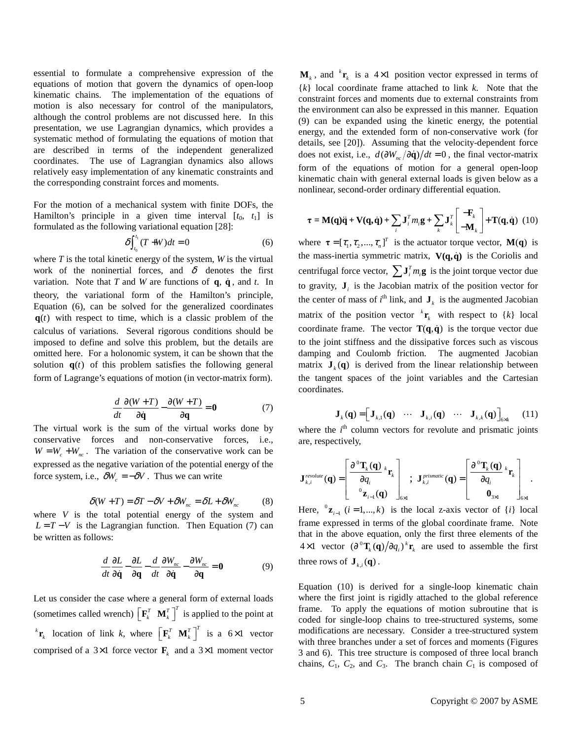essential to formulate a comprehensive expression of the equations of motion that govern the dynamics of open-loop kinematic chains. The implementation of the equations of motion is also necessary for control of the manipulators, although the control problems are not discussed here. In this presentation, we use Lagrangian dynamics, which provides a systematic method of formulating the equations of motion that are described in terms of the independent generalized coordinates. The use of Lagrangian dynamics also allows relatively easy implementation of any kinematic constraints and the corresponding constraint forces and moments.

For the motion of a mechanical system with finite DOFs, the Hamilton's principle in a given time interval [$t_0$, $t_1$] is formulated as the following variational equation [28]:

$$\delta\int_{t_0}^{t_1}(T+W)dt = 0 \tag{6}$$

where $T$ is the total kinetic energy of the system, $W$ is the virtual work of the noninertial forces, and $\delta$ denotes the first variation. Note that $T$ and $W$ are functions of $\mathbf{q}$, $\dot{\mathbf{q}}$, and $t$. In theory, the variational form of the Hamilton's principle, Equation (6), can be solved for the generalized coordinates $\mathbf{q}(t)$ with respect to time, which is a classic problem of the calculus of variations. Several rigorous conditions should be imposed to define and solve this problem, but the details are omitted here. For a holonomic system, it can be shown that the solution $\mathbf{q}(t)$ of this problem satisfies the following general form of Lagrange's equations of motion (in vector-matrix form).

$$\frac{d}{dt}\frac{\partial(W+T)}{\partial\dot{\mathbf{q}}} - \frac{\partial(W+T)}{\partial\mathbf{q}} = \mathbf{0} \tag{7}$$

The virtual work is the sum of the virtual works done by conservative forces and non-conservative forces, i.e., $W = W_c + W_{nc}$. The variation of the conservative work can be expressed as the negative variation of the potential energy of the force system, i.e., $\delta W_c = -\delta V$. Thus we can write

$$\delta(W+T) = \delta T - \delta V + \delta W_{nc} = \delta L + \delta W_{nc} \tag{8}$$

where $V$ is the total potential energy of the system and $L = T - V$ is the Lagrangian function. Then Equation (7) can be written as follows:

$$\frac{d}{dt}\frac{\partial L}{\partial\dot{\mathbf{q}}} - \frac{\partial L}{\partial\mathbf{q}} - \frac{d}{dt}\frac{\partial W_{nc}}{\partial\dot{\mathbf{q}}} - \frac{\partial W_{nc}}{\partial\mathbf{q}} = \mathbf{0} \tag{9}$$

Let us consider the case where a general form of external loads (sometimes called wrench) $\begin{bmatrix}\mathbf{F}_k^T & \mathbf{M}_k^T\end{bmatrix}^T$ is applied to the point at ${}^k\mathbf{r}_k$ location of link $k$, where $\begin{bmatrix}\mathbf{F}_k^T & \mathbf{M}_k^T\end{bmatrix}^T$ is a $6\times1$ vector comprised of a $3\times1$ force vector $\mathbf{F}_k$ and a $3\times1$ moment vector $\mathbf{M}_k$, and ${}^k\mathbf{r}_k$ is a $4\times1$ position vector expressed in terms of $\{k\}$ local coordinate frame attached to link $k$. Note that the constraint forces and moments due to external constraints from the environment can also be expressed in this manner. Equation (9) can be expanded using the kinetic energy, the potential energy, and the extended form of non-conservative work (for details, see [20]). Assuming that the velocity-dependent force does not exist, i.e., $d(\partial W_{nc}/\partial\dot{\mathbf{q}})/dt = 0$, the final vector-matrix form of the equations of motion for a general open-loop kinematic chain with general external loads is given below as a nonlinear, second-order ordinary differential equation.

$$\boldsymbol{\tau} = \mathbf{M}(\mathbf{q})\ddot{\mathbf{q}} + \mathbf{V}(\mathbf{q},\dot{\mathbf{q}}) + \sum_i \mathbf{J}_i^T m_i \mathbf{g} + \sum_k \mathbf{J}_k^T \begin{bmatrix}-\mathbf{F}_k \\ -\mathbf{M}_k\end{bmatrix} + \mathbf{T}(\mathbf{q},\dot{\mathbf{q}}) \tag{10}$$

where $\boldsymbol{\tau} = [\tau_1, \tau_2, ..., \tau_n]^T$ is the actuator torque vector, $\mathbf{M}(\mathbf{q})$ is the mass-inertia symmetric matrix, $\mathbf{V}(\mathbf{q},\dot{\mathbf{q}})$ is the Coriolis and centrifugal force vector, $\sum \mathbf{J}_i^T m_i \mathbf{g}$ is the joint torque vector due to gravity, $\mathbf{J}_i$ is the Jacobian matrix of the position vector for the center of mass of $i^{\text{th}}$ link, and $\mathbf{J}_k$ is the augmented Jacobian matrix of the position vector ${}^k\mathbf{r}_k$ with respect to $\{k\}$ local coordinate frame. The vector $\mathbf{T}(\mathbf{q},\dot{\mathbf{q}})$ is the torque vector due to the joint stiffness and the dissipative forces such as viscous damping and Coulomb friction. The augmented Jacobian matrix $\mathbf{J}_k(\mathbf{q})$ is derived from the linear relationship between the tangent spaces of the joint variables and the Cartesian coordinates.

$$\mathbf{J}_k(\mathbf{q}) = \begin{bmatrix}\mathbf{J}_{k,1}(\mathbf{q}) & \cdots & \mathbf{J}_{k,i}(\mathbf{q}) & \cdots & \mathbf{J}_{k,k}(\mathbf{q})\end{bmatrix}_{6\times k} \tag{11}$$

where the $i^{\text{th}}$ column vectors for revolute and prismatic joints are, respectively,

$$\mathbf{J}_{k,i}^{revolute}(\mathbf{q}) = \begin{bmatrix}\dfrac{\partial\,{}^0\mathbf{T}_k(\mathbf{q})}{\partial q_i}\,{}^k\mathbf{r}_k \\ {}^0\mathbf{z}_{i-1}(\mathbf{q})\end{bmatrix}_{6\times1};\quad \mathbf{J}_{k,i}^{prismatic}(\mathbf{q}) = \begin{bmatrix}\dfrac{\partial\,{}^0\mathbf{T}_k(\mathbf{q})}{\partial q_i}\,{}^k\mathbf{r}_k \\ \mathbf{0}_{3\times1}\end{bmatrix}_{6\times1}.$$

Here, ${}^0\mathbf{z}_{i-1}$ $(i = 1,...,k)$ is the local z-axis vector of $\{i\}$ local frame expressed in terms of the global coordinate frame. Note that in the above equation, only the first three elements of the $4\times1$ vector $(\partial\,{}^0\mathbf{T}_k(\mathbf{q})/\partial q_i)\,{}^k\mathbf{r}_k$ are used to assemble the first three rows of $\mathbf{J}_{k,i}(\mathbf{q})$.

Equation (10) is derived for a single-loop kinematic chain where the first joint is rigidly attached to the global reference frame. To apply the equations of motion subroutine that is coded for single-loop chains to tree-structured systems, some modifications are necessary. Consider a tree-structured system with three branches under a set of forces and moments (Figures 3 and 6). This tree structure is composed of three local branch chains, $C_1$, $C_2$, and $C_3$. The branch chain $C_1$ is composed of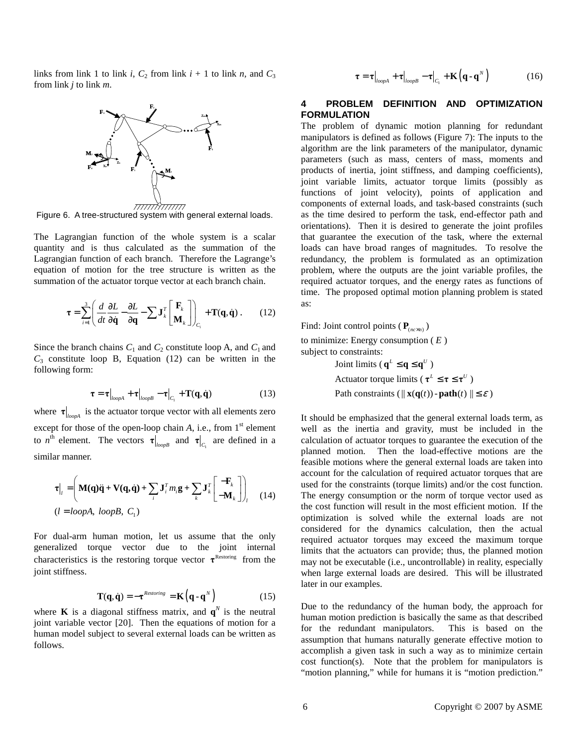links from link 1 to link $i$, $C_2$ from link $i$ + 1 to link $n$, and $C_3$ from link $j$ to link $m$.

Figure 6. A tree-structured system with general external loads.

The Lagrangian function of the whole system is a scalar quantity and is thus calculated as the summation of the Lagrangian function of each branch. Therefore the Lagrange's equation of motion for the tree structure is written as the summation of the actuator torque vector at each branch chain.

$$\boldsymbol{\tau} = \sum_{i=1}^{3} \left( \frac{d}{dt}\frac{\partial L}{\partial \dot{\mathbf{q}}} - \frac{\partial L}{\partial \mathbf{q}} - \sum \mathbf{J}_k^T \begin{bmatrix} \mathbf{F}_k \\ \mathbf{M}_k \end{bmatrix} \right)_{C_i} + \mathbf{T}(\mathbf{q}, \dot{\mathbf{q}}) \,. \qquad (12)$$

Since the branch chains $C_1$ and $C_2$ constitute loop A, and $C_1$ and $C_3$ constitute loop B, Equation (12) can be written in the following form:

$$\boldsymbol{\tau} = \boldsymbol{\tau}\big|_{loopA} + \boldsymbol{\tau}\big|_{loopB} - \boldsymbol{\tau}\big|_{C_1} + \mathbf{T}(\mathbf{q}, \dot{\mathbf{q}}) \qquad (13)$$

where $\boldsymbol{\tau}\big|_{loopA}$ is the actuator torque vector with all elements zero except for those of the open-loop chain $A$, i.e., from 1st element to $n$th element. The vectors $\boldsymbol{\tau}\big|_{loopB}$ and $\boldsymbol{\tau}\big|_{C_1}$ are defined in a similar manner.

$$\boldsymbol{\tau}\big|_l = \left( \mathbf{M}(\mathbf{q})\ddot{\mathbf{q}} + \mathbf{V}(\mathbf{q}, \dot{\mathbf{q}}) + \sum_i \mathbf{J}_i^T m_i \mathbf{g} + \sum_k \mathbf{J}_k^T \begin{bmatrix} -\mathbf{F}_k \\ -\mathbf{M}_k \end{bmatrix} \right)_l \qquad (14)$$

$$(l = loopA,\ loopB,\ C_1)$$

For dual-arm human motion, let us assume that the only generalized torque vector due to the joint internal characteristics is the restoring torque vector $\boldsymbol{\tau}^{\text{Restoring}}$ from the joint stiffness.

$$\mathbf{T}(\mathbf{q}, \dot{\mathbf{q}}) = -\boldsymbol{\tau}^{Restoring} = \mathbf{K}\left(\mathbf{q} - \mathbf{q}^N\right) \qquad (15)$$

where $\mathbf{K}$ is a diagonal stiffness matrix, and $\mathbf{q}^N$ is the neutral joint variable vector [20]. Then the equations of motion for a human model subject to several external loads can be written as follows.

$$\boldsymbol{\tau} = \boldsymbol{\tau}\big|_{loopA} + \boldsymbol{\tau}\big|_{loopB} - \boldsymbol{\tau}\big|_{C_1} + \mathbf{K}\left(\mathbf{q} - \mathbf{q}^N\right) \qquad (16)$$

## 4 PROBLEM DEFINITION AND OPTIMIZATION FORMULATION

The problem of dynamic motion planning for redundant manipulators is defined as follows (Figure 7): The inputs to the algorithm are the link parameters of the manipulator, dynamic parameters (such as mass, centers of mass, moments and products of inertia, joint stiffness, and damping coefficients), joint variable limits, actuator torque limits (possibly as functions of joint velocity), points of application and components of external loads, and task-based constraints (such as the time desired to perform the task, end-effector path and orientations). Then it is desired to generate the joint profiles that guarantee the execution of the task, where the external loads can have broad ranges of magnitudes. To resolve the redundancy, the problem is formulated as an optimization problem, where the outputs are the joint variable profiles, the required actuator torques, and the energy rates as functions of time. The proposed optimal motion planning problem is stated as:

Find: Joint control points ( $\mathbf{P}_{(nc \times n)}$ )
to minimize: Energy consumption ( $E$ )
subject to constraints:

- Joint limits ( $\mathbf{q}^L \leq \mathbf{q} \leq \mathbf{q}^U$ )
- Actuator torque limits ( $\boldsymbol{\tau}^L \leq \boldsymbol{\tau} \leq \boldsymbol{\tau}^U$ )
- Path constraints ( $\| \mathbf{x}(\mathbf{q}(t)) - \mathbf{path}(t) \| \leq \varepsilon$ )

It should be emphasized that the general external loads term, as well as the inertia and gravity, must be included in the calculation of actuator torques to guarantee the execution of the planned motion. Then the load-effective motions are the feasible motions where the general external loads are taken into account for the calculation of required actuator torques that are used for the constraints (torque limits) and/or the cost function. The energy consumption or the norm of torque vector used as the cost function will result in the most efficient motion. If the optimization is solved while the external loads are not considered for the dynamics calculation, then the actual required actuator torques may exceed the maximum torque limits that the actuators can provide; thus, the planned motion may not be executable (i.e., uncontrollable) in reality, especially when large external loads are desired. This will be illustrated later in our examples.

Due to the redundancy of the human body, the approach for human motion prediction is basically the same as that described for the redundant manipulators. This is based on the assumption that humans naturally generate effective motion to accomplish a given task in such a way as to minimize certain cost function(s). Note that the problem for manipulators is "motion planning," while for humans it is "motion prediction."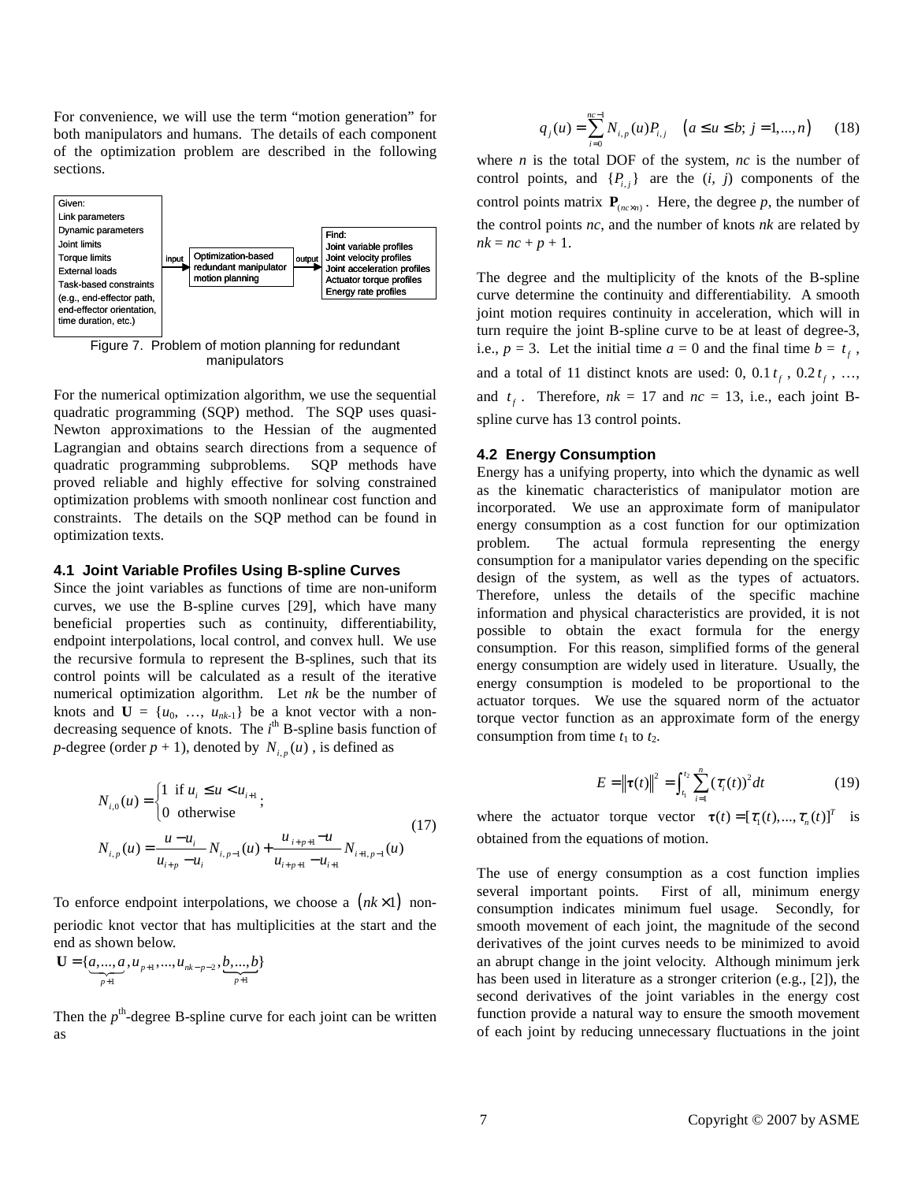For convenience, we will use the term "motion generation" for both manipulators and humans. The details of each component of the optimization problem are described in the following sections.

Given:
Link parameters
Dynamic parameters
Joint limits
Torque limits
External loads
Task-based constraints
(e.g., end-effector path, end-effector orientation, time duration, etc.)

input → Optimization-based redundant manipulator motion planning → output

Find:
Joint variable profiles
Joint velocity profiles
Joint acceleration profiles
Actuator torque profiles
Energy rate profiles

Figure 7. Problem of motion planning for redundant manipulators

For the numerical optimization algorithm, we use the sequential quadratic programming (SQP) method. The SQP uses quasi-Newton approximations to the Hessian of the augmented Lagrangian and obtains search directions from a sequence of quadratic programming subproblems. SQP methods have proved reliable and highly effective for solving constrained optimization problems with smooth nonlinear cost function and constraints. The details on the SQP method can be found in optimization texts.

### 4.1 Joint Variable Profiles Using B-spline Curves

Since the joint variables as functions of time are non-uniform curves, we use the B-spline curves [29], which have many beneficial properties such as continuity, differentiability, endpoint interpolations, local control, and convex hull. We use the recursive formula to represent the B-splines, such that its control points will be calculated as a result of the iterative numerical optimization algorithm. Let $nk$ be the number of knots and $\mathbf{U} = \{u_0, \ldots, u_{nk-1}\}$ be a knot vector with a non-decreasing sequence of knots. The $i^{\text{th}}$ B-spline basis function of $p$-degree (order $p + 1$), denoted by $N_{i,p}(u)$, is defined as

$$
\begin{aligned}
N_{i,0}(u) &= \begin{cases} 1 & \text{if } u_i \le u < u_{i+1} \\ 0 & \text{otherwise} \end{cases}; \\
N_{i,p}(u) &= \frac{u - u_i}{u_{i+p} - u_i} N_{i,p-1}(u) + \frac{u_{i+p+1} - u}{u_{i+p+1} - u_{i+1}} N_{i+1,p-1}(u)
\end{aligned}
\tag{17}
$$

To enforce endpoint interpolations, we choose a $(nk \times 1)$ non-periodic knot vector that has multiplicities at the start and the end as shown below.

$$
\mathbf{U} = \{\underbrace{a, \ldots, a}_{p+1}, u_{p+1}, \ldots, u_{nk-p-2}, \underbrace{b, \ldots, b}_{p+1}\}
$$

Then the $p^{\text{th}}$-degree B-spline curve for each joint can be written as

$$
q_j(u) = \sum_{i=0}^{nc-1} N_{i,p}(u) P_{i,j} \quad \left(a \le u \le b;\ j = 1, \ldots, n\right) \tag{18}
$$

where $n$ is the total DOF of the system, $nc$ is the number of control points, and $\{P_{i,j}\}$ are the $(i, j)$ components of the control points matrix $\mathbf{P}_{(nc \times n)}$. Here, the degree $p$, the number of the control points $nc$, and the number of knots $nk$ are related by $nk = nc + p + 1$.

The degree and the multiplicity of the knots of the B-spline curve determine the continuity and differentiability. A smooth joint motion requires continuity in acceleration, which will in turn require the joint B-spline curve to be at least of degree-3, i.e., $p = 3$. Let the initial time $a = 0$ and the final time $b = t_f$, and a total of 11 distinct knots are used: 0, $0.1\,t_f$, $0.2\,t_f$, …, and $t_f$. Therefore, $nk = 17$ and $nc = 13$, i.e., each joint B-spline curve has 13 control points.

### 4.2 Energy Consumption

Energy has a unifying property, into which the dynamic as well as the kinematic characteristics of manipulator motion are incorporated. We use an approximate form of manipulator energy consumption as a cost function for our optimization problem. The actual formula representing the energy consumption for a manipulator varies depending on the specific design of the system, as well as the types of actuators. Therefore, unless the details of the specific machine information and physical characteristics are provided, it is not possible to obtain the exact formula for the energy consumption. For this reason, simplified forms of the general energy consumption are widely used in literature. Usually, the energy consumption is modeled to be proportional to the actuator torques. We use the squared norm of the actuator torque vector function as an approximate form of the energy consumption from time $t_1$ to $t_2$.

$$
E = \left\|\boldsymbol{\tau}(t)\right\|^2 = \int_{t_1}^{t_2} \sum_{i=1}^{n} (\tau_i(t))^2 dt \tag{19}
$$

where the actuator torque vector $\boldsymbol{\tau}(t) = [\tau_1(t), \ldots, \tau_n(t)]^T$ is obtained from the equations of motion.

The use of energy consumption as a cost function implies several important points. First of all, minimum energy consumption indicates minimum fuel usage. Secondly, for smooth movement of each joint, the magnitude of the second derivatives of the joint curves needs to be minimized to avoid an abrupt change in the joint velocity. Although minimum jerk has been used in literature as a stronger criterion (e.g., [2]), the second derivatives of the joint variables in the energy cost function provide a natural way to ensure the smooth movement of each joint by reducing unnecessary fluctuations in the joint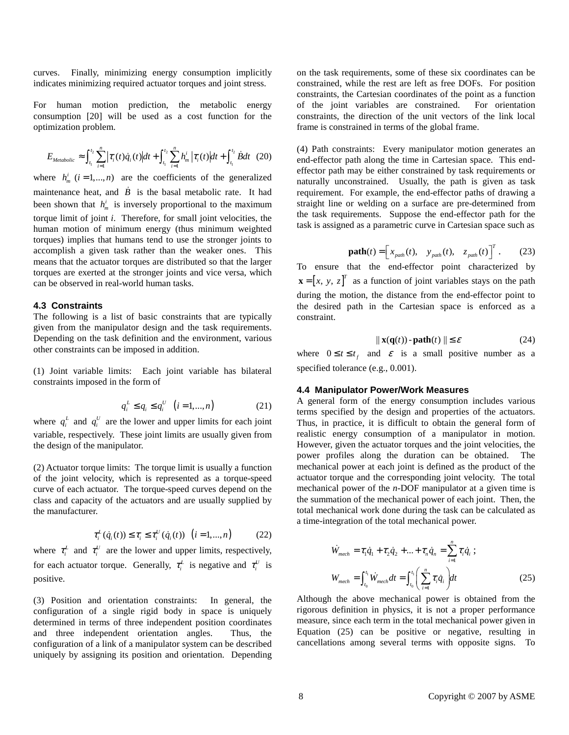curves. Finally, minimizing energy consumption implicitly indicates minimizing required actuator torques and joint stress.

For human motion prediction, the metabolic energy consumption [20] will be used as a cost function for the optimization problem.

$$E_{Metabolic} \approx \int_{t_1}^{t_2} \sum_{i=1}^{n} \left|\tau_i(t)\dot{q}_i(t)\right| dt + \int_{t_1}^{t_2} \sum_{i=1}^{n} h_m^i \left|\tau_i(t)\right| dt + \int_{t_1}^{t_2} \dot{B} dt \quad (20)$$

where $h_m^i \ (i = 1, ..., n)$ are the coefficients of the generalized maintenance heat, and $\dot{B}$ is the basal metabolic rate. It had been shown that $h_m^i$ is inversely proportional to the maximum torque limit of joint *i*. Therefore, for small joint velocities, the human motion of minimum energy (thus minimum weighted torques) implies that humans tend to use the stronger joints to accomplish a given task rather than the weaker ones. This means that the actuator torques are distributed so that the larger torques are exerted at the stronger joints and vice versa, which can be observed in real-world human tasks.

### 4.3 Constraints

The following is a list of basic constraints that are typically given from the manipulator design and the task requirements. Depending on the task definition and the environment, various other constraints can be imposed in addition.

(1) Joint variable limits: Each joint variable has bilateral constraints imposed in the form of

$$q_i^L \le q_i \le q_i^U \quad (i = 1, ..., n) \quad (21)$$

where $q_i^L$ and $q_i^U$ are the lower and upper limits for each joint variable, respectively. These joint limits are usually given from the design of the manipulator.

(2) Actuator torque limits: The torque limit is usually a function of the joint velocity, which is represented as a torque-speed curve of each actuator. The torque-speed curves depend on the class and capacity of the actuators and are usually supplied by the manufacturer.

$$\tau_i^L(\dot{q}_i(t)) \le \tau_i \le \tau_i^U(\dot{q}_i(t)) \quad (i = 1, ..., n) \quad (22)$$

where $\tau_i^L$ and $\tau_i^U$ are the lower and upper limits, respectively, for each actuator torque. Generally, $\tau_i^L$ is negative and $\tau_i^U$ is positive.

(3) Position and orientation constraints: In general, the configuration of a single rigid body in space is uniquely determined in terms of three independent position coordinates and three independent orientation angles. Thus, the configuration of a link of a manipulator system can be described uniquely by assigning its position and orientation. Depending on the task requirements, some of these six coordinates can be constrained, while the rest are left as free DOFs. For position constraints, the Cartesian coordinates of the point as a function of the joint variables are constrained. For orientation constraints, the direction of the unit vectors of the link local frame is constrained in terms of the global frame.

(4) Path constraints: Every manipulator motion generates an end-effector path along the time in Cartesian space. This end-effector path may be either constrained by task requirements or naturally unconstrained. Usually, the path is given as task requirement. For example, the end-effector paths of drawing a straight line or welding on a surface are pre-determined from the task requirements. Suppose the end-effector path for the task is assigned as a parametric curve in Cartesian space such as

$$\mathbf{path}(t) = \left[ x_{path}(t), \quad y_{path}(t), \quad z_{path}(t) \right]^T . \quad (23)$$

To ensure that the end-effector point characterized by $\mathbf{x} = [x, \ y, \ z]^T$ as a function of joint variables stays on the path during the motion, the distance from the end-effector point to the desired path in the Cartesian space is enforced as a constraint.

$$\| \mathbf{x}(\mathbf{q}(t)) - \mathbf{path}(t) \| \le \varepsilon \quad (24)$$

where $0 \le t \le t_f$ and $\varepsilon$ is a small positive number as a specified tolerance (e.g., 0.001).

### 4.4 Manipulator Power/Work Measures

A general form of the energy consumption includes various terms specified by the design and properties of the actuators. Thus, in practice, it is difficult to obtain the general form of realistic energy consumption of a manipulator in motion. However, given the actuator torques and the joint velocities, the power profiles along the duration can be obtained. The mechanical power at each joint is defined as the product of the actuator torque and the corresponding joint velocity. The total mechanical power of the *n*-DOF manipulator at a given time is the summation of the mechanical power of each joint. Then, the total mechanical work done during the task can be calculated as a time-integration of the total mechanical power.

$$\dot{W}_{mech} = \tau_1\dot{q}_1 + \tau_2\dot{q}_2 + ... + \tau_n\dot{q}_n = \sum_{i=1}^{n} \tau_i\dot{q}_i \ ;$$
$$W_{mech} = \int_{t_0}^{t_1} \dot{W}_{mech} dt = \int_{t_0}^{t_1} \left( \sum_{i=1}^{n} \tau_i\dot{q}_i \right) dt \quad (25)$$

Although the above mechanical power is obtained from the rigorous definition in physics, it is not a proper performance measure, since each term in the total mechanical power given in Equation (25) can be positive or negative, resulting in cancellations among several terms with opposite signs. To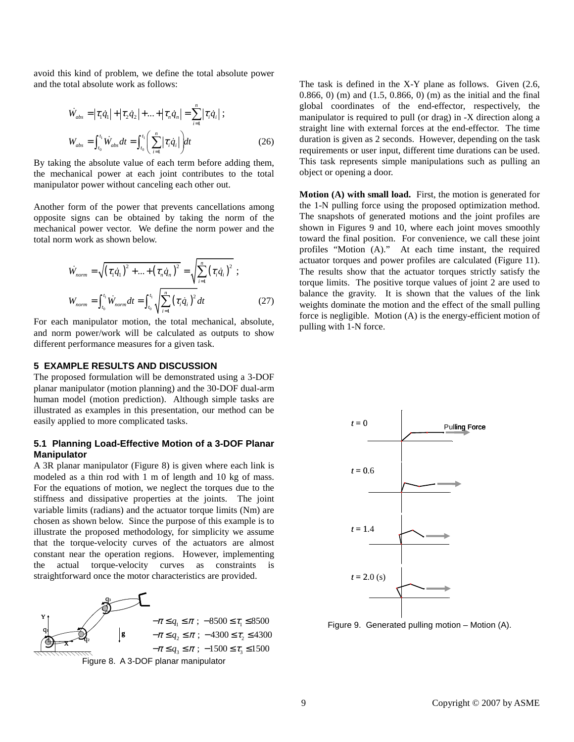avoid this kind of problem, we define the total absolute power and the total absolute work as follows:

$$\dot{W}_{abs} = |\tau_1 \dot{q}_1| + |\tau_2 \dot{q}_2| + \ldots + |\tau_n \dot{q}_n| = \sum_{i=1}^{n} |\tau_i \dot{q}_i| \ ;$$
$$W_{abs} = \int_{t_0}^{t_1} \dot{W}_{abs} dt = \int_{t_0}^{t_1} \left( \sum_{i=1}^{n} |\tau_i \dot{q}_i| \right) dt \qquad (26)$$

By taking the absolute value of each term before adding them, the mechanical power at each joint contributes to the total manipulator power without canceling each other out.

Another form of the power that prevents cancellations among opposite signs can be obtained by taking the norm of the mechanical power vector. We define the norm power and the total norm work as shown below.

$$\dot{W}_{norm} = \sqrt{(\tau_1 \dot{q}_1)^2 + \ldots + (\tau_n \dot{q}_n)^2} = \sqrt{\sum_{i=1}^{n} (\tau_i \dot{q}_i)^2} \ ;$$
$$W_{norm} = \int_{t_0}^{t_1} \dot{W}_{norm} dt = \int_{t_0}^{t_1} \sqrt{\sum_{i=1}^{n} (\tau_i \dot{q}_i)^2} dt \qquad (27)$$

For each manipulator motion, the total mechanical, absolute, and norm power/work will be calculated as outputs to show different performance measures for a given task.

## 5 EXAMPLE RESULTS AND DISCUSSION

The proposed formulation will be demonstrated using a 3-DOF planar manipulator (motion planning) and the 30-DOF dual-arm human model (motion prediction). Although simple tasks are illustrated as examples in this presentation, our method can be easily applied to more complicated tasks.

### 5.1 Planning Load-Effective Motion of a 3-DOF Planar Manipulator

A 3R planar manipulator (Figure 8) is given where each link is modeled as a thin rod with 1 m of length and 10 kg of mass. For the equations of motion, we neglect the torques due to the stiffness and dissipative properties at the joints. The joint variable limits (radians) and the actuator torque limits (Nm) are chosen as shown below. Since the purpose of this example is to illustrate the proposed methodology, for simplicity we assume that the torque-velocity curves of the actuators are almost constant near the operation regions. However, implementing the actual torque-velocity curves as constraints is straightforward once the motor characteristics are provided.

$$-\pi \le q_1 \le \pi \ ; \ -8500 \le \tau_1 \le 8500$$
$$-\pi \le q_2 \le \pi \ ; \ -4300 \le \tau_2 \le 4300$$
$$-\pi \le q_3 \le \pi \ ; \ -1500 \le \tau_3 \le 1500$$

Figure 8. A 3-DOF planar manipulator

The task is defined in the X-Y plane as follows. Given (2.6, 0.866, 0) (m) and (1.5, 0.866, 0) (m) as the initial and the final global coordinates of the end-effector, respectively, the manipulator is required to pull (or drag) in -X direction along a straight line with external forces at the end-effector. The time duration is given as 2 seconds. However, depending on the task requirements or user input, different time durations can be used. This task represents simple manipulations such as pulling an object or opening a door.

**Motion (A) with small load.** First, the motion is generated for the 1-N pulling force using the proposed optimization method. The snapshots of generated motions and the joint profiles are shown in Figures 9 and 10, where each joint moves smoothly toward the final position. For convenience, we call these joint profiles "Motion (A)." At each time instant, the required actuator torques and power profiles are calculated (Figure 11). The results show that the actuator torques strictly satisfy the torque limits. The positive torque values of joint 2 are used to balance the gravity. It is shown that the values of the link weights dominate the motion and the effect of the small pulling force is negligible. Motion (A) is the energy-efficient motion of pulling with 1-N force.

Figure 9. Generated pulling motion – Motion (A).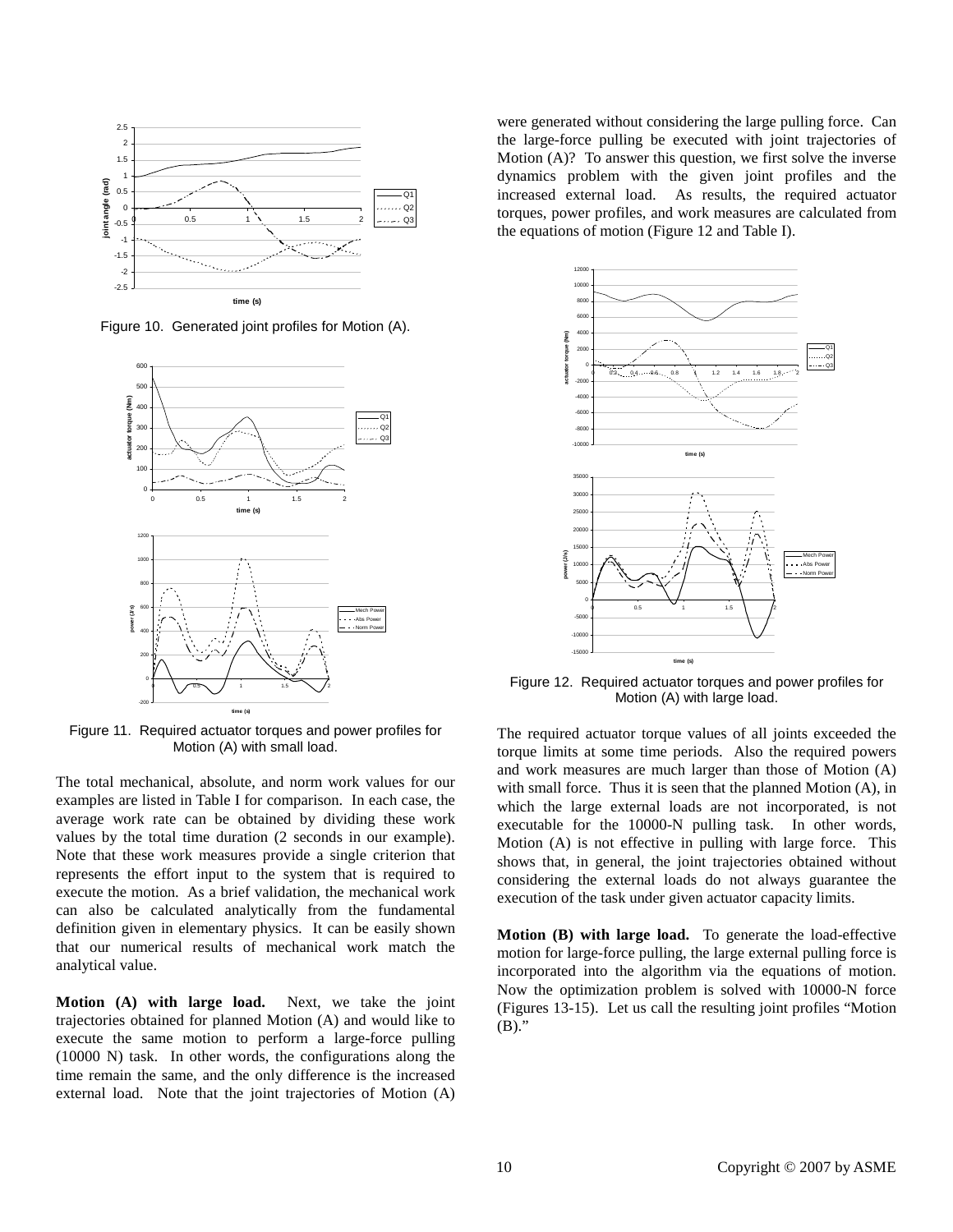Figure 10. Generated joint profiles for Motion (A).

Figure 11. Required actuator torques and power profiles for Motion (A) with small load.

The total mechanical, absolute, and norm work values for our examples are listed in Table I for comparison. In each case, the average work rate can be obtained by dividing these work values by the total time duration (2 seconds in our example). Note that these work measures provide a single criterion that represents the effort input to the system that is required to execute the motion. As a brief validation, the mechanical work can also be calculated analytically from the fundamental definition given in elementary physics. It can be easily shown that our numerical results of mechanical work match the analytical value.

**Motion (A) with large load.** Next, we take the joint trajectories obtained for planned Motion (A) and would like to execute the same motion to perform a large-force pulling (10000 N) task. In other words, the configurations along the time remain the same, and the only difference is the increased external load. Note that the joint trajectories of Motion (A) were generated without considering the large pulling force. Can the large-force pulling be executed with joint trajectories of Motion (A)? To answer this question, we first solve the inverse dynamics problem with the given joint profiles and the increased external load. As results, the required actuator torques, power profiles, and work measures are calculated from the equations of motion (Figure 12 and Table I).

Figure 12. Required actuator torques and power profiles for Motion (A) with large load.

The required actuator torque values of all joints exceeded the torque limits at some time periods. Also the required powers and work measures are much larger than those of Motion (A) with small force. Thus it is seen that the planned Motion (A), in which the large external loads are not incorporated, is not executable for the 10000-N pulling task. In other words, Motion (A) is not effective in pulling with large force. This shows that, in general, the joint trajectories obtained without considering the external loads do not always guarantee the execution of the task under given actuator capacity limits.

**Motion (B) with large load.** To generate the load-effective motion for large-force pulling, the large external pulling force is incorporated into the algorithm via the equations of motion. Now the optimization problem is solved with 10000-N force (Figures 13-15). Let us call the resulting joint profiles "Motion (B)."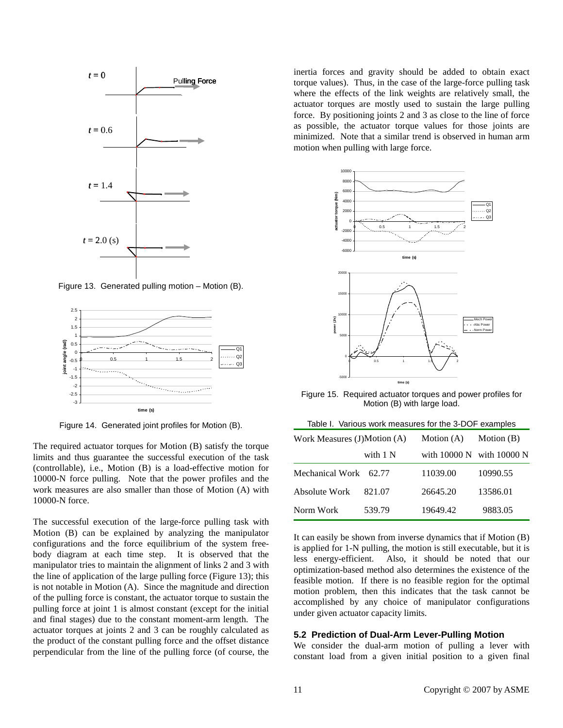Figure 13. Generated pulling motion – Motion (B).

Figure 14. Generated joint profiles for Motion (B).

The required actuator torques for Motion (B) satisfy the torque limits and thus guarantee the successful execution of the task (controllable), i.e., Motion (B) is a load-effective motion for 10000-N force pulling. Note that the power profiles and the work measures are also smaller than those of Motion (A) with 10000-N force.

The successful execution of the large-force pulling task with Motion (B) can be explained by analyzing the manipulator configurations and the force equilibrium of the system free-body diagram at each time step. It is observed that the manipulator tries to maintain the alignment of links 2 and 3 with the line of application of the large pulling force (Figure 13); this is not notable in Motion (A). Since the magnitude and direction of the pulling force is constant, the actuator torque to sustain the pulling force at joint 1 is almost constant (except for the initial and final stages) due to the constant moment-arm length. The actuator torques at joints 2 and 3 can be roughly calculated as the product of the constant pulling force and the offset distance perpendicular from the line of the pulling force (of course, the inertia forces and gravity should be added to obtain exact torque values). Thus, in the case of the large-force pulling task where the effects of the link weights are relatively small, the actuator torques are mostly used to sustain the large pulling force. By positioning joints 2 and 3 as close to the line of force as possible, the actuator torque values for those joints are minimized. Note that a similar trend is observed in human arm motion when pulling with large force.

Figure 15. Required actuator torques and power profiles for Motion (B) with large load.

Table I. Various work measures for the 3-DOF examples

| Work Measures (J) | Motion (A) with 1 N | Motion (A) with 10000 N | Motion (B) with 10000 N |
|---|---|---|---|
| Mechanical Work | 62.77 | 11039.00 | 10990.55 |
| Absolute Work | 821.07 | 26645.20 | 13586.01 |
| Norm Work | 539.79 | 19649.42 | 9883.05 |

It can easily be shown from inverse dynamics that if Motion (B) is applied for 1-N pulling, the motion is still executable, but it is less energy-efficient. Also, it should be noted that our optimization-based method also determines the existence of the feasible motion. If there is no feasible region for the optimal motion problem, then this indicates that the task cannot be accomplished by any choice of manipulator configurations under given actuator capacity limits.

### 5.2 Prediction of Dual-Arm Lever-Pulling Motion

We consider the dual-arm motion of pulling a lever with constant load from a given initial position to a given final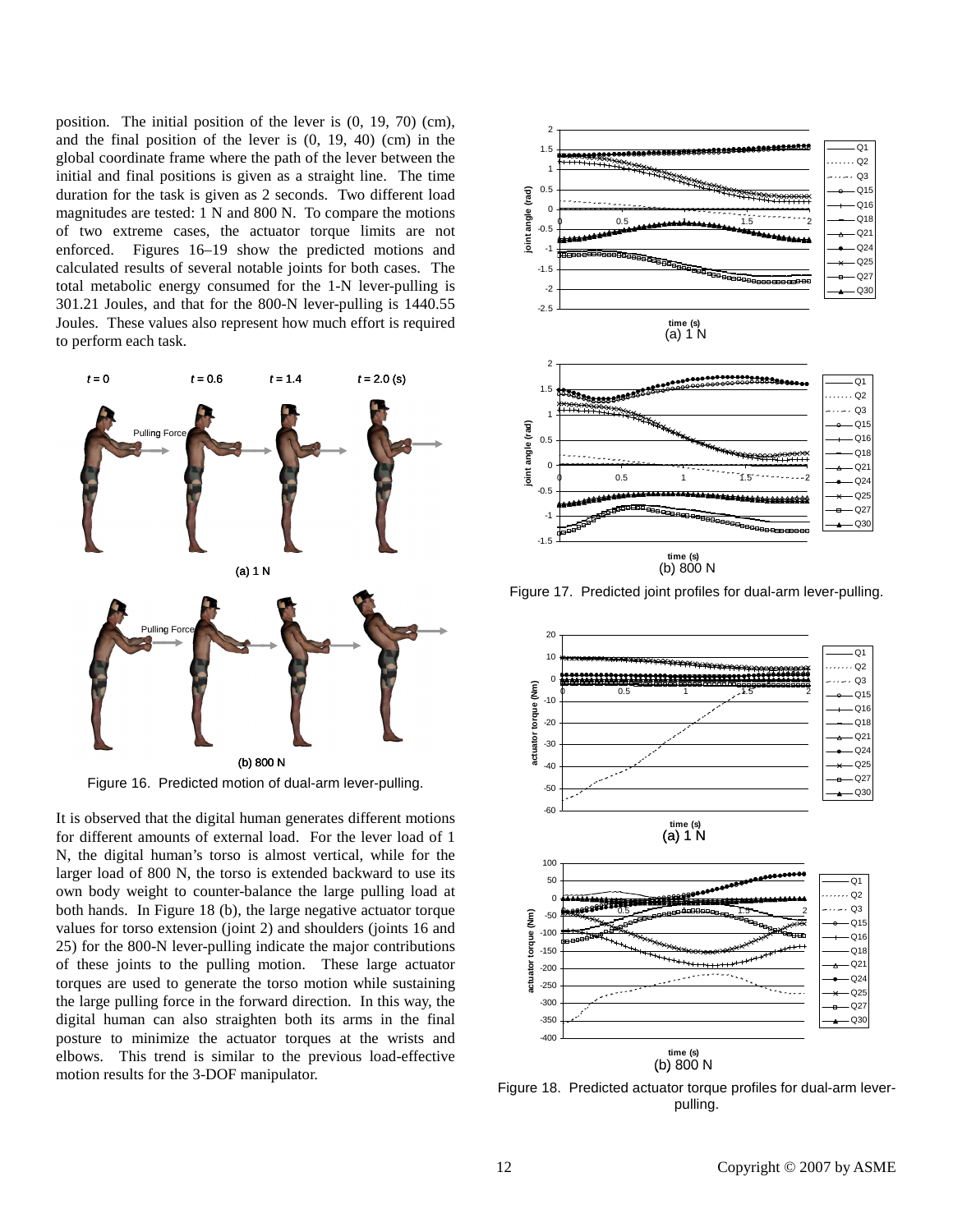position. The initial position of the lever is (0, 19, 70) (cm), and the final position of the lever is (0, 19, 40) (cm) in the global coordinate frame where the path of the lever between the initial and final positions is given as a straight line. The time duration for the task is given as 2 seconds. Two different load magnitudes are tested: 1 N and 800 N. To compare the motions of two extreme cases, the actuator torque limits are not enforced. Figures 16–19 show the predicted motions and calculated results of several notable joints for both cases. The total metabolic energy consumed for the 1-N lever-pulling is 301.21 Joules, and that for the 800-N lever-pulling is 1440.55 Joules. These values also represent how much effort is required to perform each task.

Figure 16. Predicted motion of dual-arm lever-pulling.

It is observed that the digital human generates different motions for different amounts of external load. For the lever load of 1 N, the digital human's torso is almost vertical, while for the larger load of 800 N, the torso is extended backward to use its own body weight to counter-balance the large pulling load at both hands. In Figure 18 (b), the large negative actuator torque values for torso extension (joint 2) and shoulders (joints 16 and 25) for the 800-N lever-pulling indicate the major contributions of these joints to the pulling motion. These large actuator torques are used to generate the torso motion while sustaining the large pulling force in the forward direction. In this way, the digital human can also straighten both its arms in the final posture to minimize the actuator torques at the wrists and elbows. This trend is similar to the previous load-effective motion results for the 3-DOF manipulator.

Figure 17. Predicted joint profiles for dual-arm lever-pulling.

Figure 18. Predicted actuator torque profiles for dual-arm lever-pulling.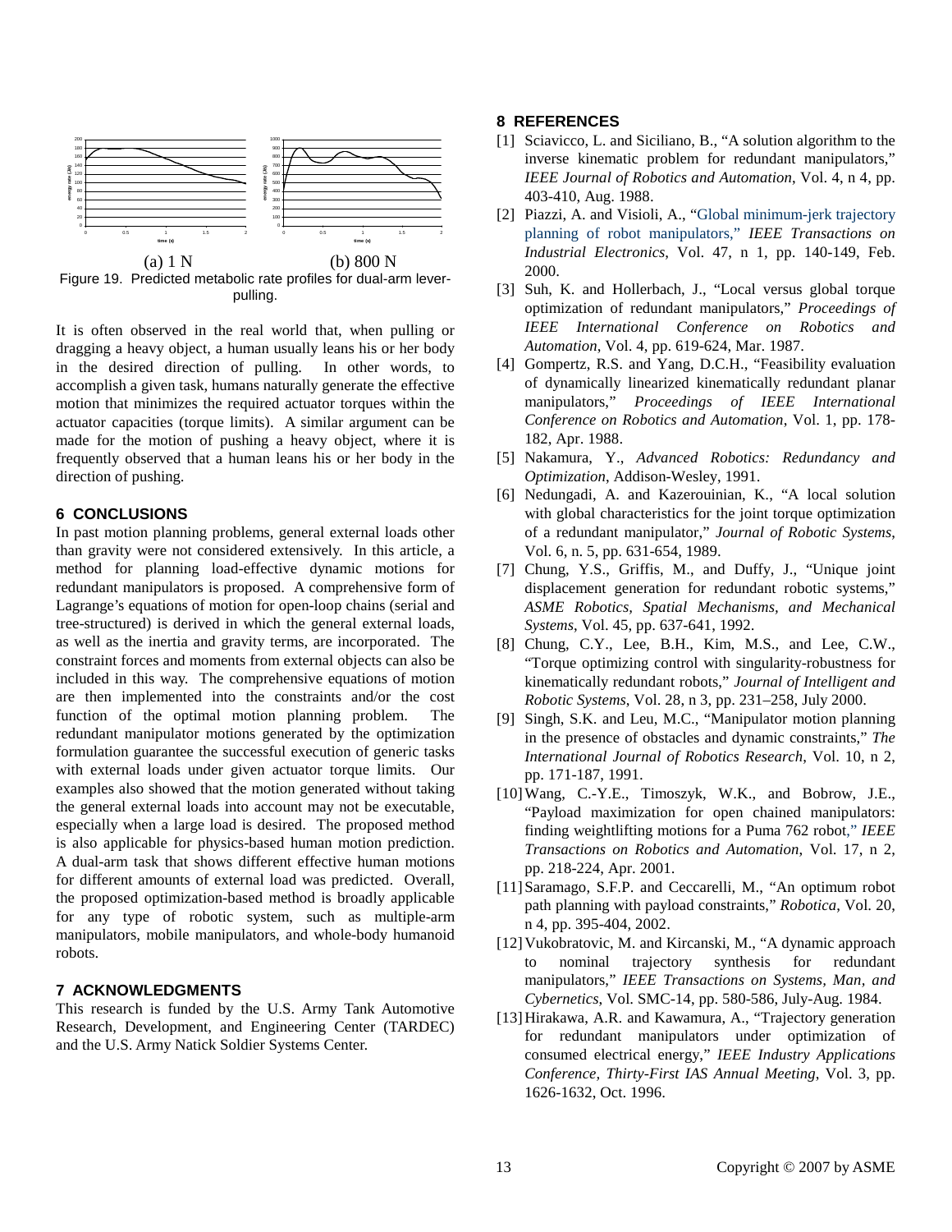(a) 1 N (b) 800 N

Figure 19. Predicted metabolic rate profiles for dual-arm lever-pulling.

It is often observed in the real world that, when pulling or dragging a heavy object, a human usually leans his or her body in the desired direction of pulling. In other words, to accomplish a given task, humans naturally generate the effective motion that minimizes the required actuator torques within the actuator capacities (torque limits). A similar argument can be made for the motion of pushing a heavy object, where it is frequently observed that a human leans his or her body in the direction of pushing.

## 6 CONCLUSIONS

In past motion planning problems, general external loads other than gravity were not considered extensively. In this article, a method for planning load-effective dynamic motions for redundant manipulators is proposed. A comprehensive form of Lagrange's equations of motion for open-loop chains (serial and tree-structured) is derived in which the general external loads, as well as the inertia and gravity terms, are incorporated. The constraint forces and moments from external objects can also be included in this way. The comprehensive equations of motion are then implemented into the constraints and/or the cost function of the optimal motion planning problem. The redundant manipulator motions generated by the optimization formulation guarantee the successful execution of generic tasks with external loads under given actuator torque limits. Our examples also showed that the motion generated without taking the general external loads into account may not be executable, especially when a large load is desired. The proposed method is also applicable for physics-based human motion prediction. A dual-arm task that shows different effective human motions for different amounts of external load was predicted. Overall, the proposed optimization-based method is broadly applicable for any type of robotic system, such as multiple-arm manipulators, mobile manipulators, and whole-body humanoid robots.

## 7 ACKNOWLEDGMENTS

This research is funded by the U.S. Army Tank Automotive Research, Development, and Engineering Center (TARDEC) and the U.S. Army Natick Soldier Systems Center.

## 8 REFERENCES

[1] Sciavicco, L. and Siciliano, B., "A solution algorithm to the inverse kinematic problem for redundant manipulators," *IEEE Journal of Robotics and Automation*, Vol. 4, n 4, pp. 403-410, Aug. 1988.

[2] Piazzi, A. and Visioli, A., "Global minimum-jerk trajectory planning of robot manipulators," *IEEE Transactions on Industrial Electronics*, Vol. 47, n 1, pp. 140-149, Feb. 2000.

[3] Suh, K. and Hollerbach, J., "Local versus global torque optimization of redundant manipulators," *Proceedings of IEEE International Conference on Robotics and Automation*, Vol. 4, pp. 619-624, Mar. 1987.

[4] Gompertz, R.S. and Yang, D.C.H., "Feasibility evaluation of dynamically linearized kinematically redundant planar manipulators," *Proceedings of IEEE International Conference on Robotics and Automation*, Vol. 1, pp. 178-182, Apr. 1988.

[5] Nakamura, Y., *Advanced Robotics: Redundancy and Optimization*, Addison-Wesley, 1991.

[6] Nedungadi, A. and Kazerouinian, K., "A local solution with global characteristics for the joint torque optimization of a redundant manipulator," *Journal of Robotic Systems*, Vol. 6, n. 5, pp. 631-654, 1989.

[7] Chung, Y.S., Griffis, M., and Duffy, J., "Unique joint displacement generation for redundant robotic systems," *ASME Robotics, Spatial Mechanisms, and Mechanical Systems*, Vol. 45, pp. 637-641, 1992.

[8] Chung, C.Y., Lee, B.H., Kim, M.S., and Lee, C.W., "Torque optimizing control with singularity-robustness for kinematically redundant robots," *Journal of Intelligent and Robotic Systems*, Vol. 28, n 3, pp. 231–258, July 2000.

[9] Singh, S.K. and Leu, M.C., "Manipulator motion planning in the presence of obstacles and dynamic constraints," *The International Journal of Robotics Research*, Vol. 10, n 2, pp. 171-187, 1991.

[10] Wang, C.-Y.E., Timoszyk, W.K., and Bobrow, J.E., "Payload maximization for open chained manipulators: finding weightlifting motions for a Puma 762 robot," *IEEE Transactions on Robotics and Automation*, Vol. 17, n 2, pp. 218-224, Apr. 2001.

[11] Saramago, S.F.P. and Ceccarelli, M., "An optimum robot path planning with payload constraints," *Robotica*, Vol. 20, n 4, pp. 395-404, 2002.

[12] Vukobratovic, M. and Kircanski, M., "A dynamic approach to nominal trajectory synthesis for redundant manipulators," *IEEE Transactions on Systems, Man, and Cybernetics*, Vol. SMC-14, pp. 580-586, July-Aug. 1984.

[13] Hirakawa, A.R. and Kawamura, A., "Trajectory generation for redundant manipulators under optimization of consumed electrical energy," *IEEE Industry Applications Conference, Thirty-First IAS Annual Meeting*, Vol. 3, pp. 1626-1632, Oct. 1996.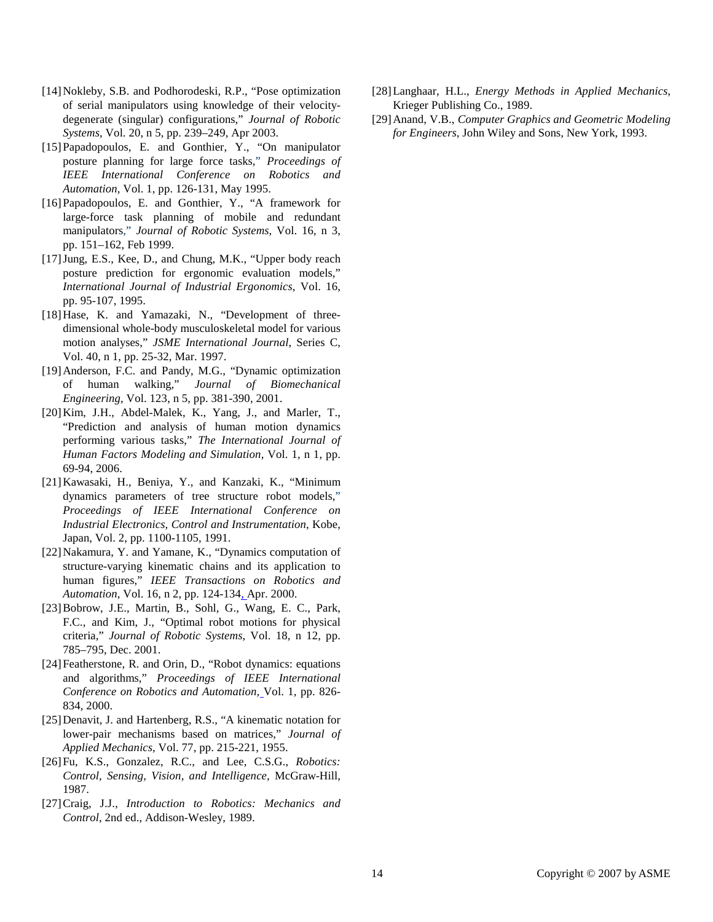[14] Nokleby, S.B. and Podhorodeski, R.P., "Pose optimization of serial manipulators using knowledge of their velocity-degenerate (singular) configurations," *Journal of Robotic Systems*, Vol. 20, n 5, pp. 239–249, Apr 2003.

[15] Papadopoulos, E. and Gonthier, Y., "On manipulator posture planning for large force tasks," *Proceedings of IEEE International Conference on Robotics and Automation*, Vol. 1, pp. 126-131, May 1995.

[16] Papadopoulos, E. and Gonthier, Y., "A framework for large-force task planning of mobile and redundant manipulators," *Journal of Robotic Systems*, Vol. 16, n 3, pp. 151–162, Feb 1999.

[17] Jung, E.S., Kee, D., and Chung, M.K., "Upper body reach posture prediction for ergonomic evaluation models," *International Journal of Industrial Ergonomics*, Vol. 16, pp. 95-107, 1995.

[18] Hase, K. and Yamazaki, N., "Development of three-dimensional whole-body musculoskeletal model for various motion analyses," *JSME International Journal*, Series C, Vol. 40, n 1, pp. 25-32, Mar. 1997.

[19] Anderson, F.C. and Pandy, M.G., "Dynamic optimization of human walking," *Journal of Biomechanical Engineering*, Vol. 123, n 5, pp. 381-390, 2001.

[20] Kim, J.H., Abdel-Malek, K., Yang, J., and Marler, T., "Prediction and analysis of human motion dynamics performing various tasks," *The International Journal of Human Factors Modeling and Simulation*, Vol. 1, n 1, pp. 69-94, 2006.

[21] Kawasaki, H., Beniya, Y., and Kanzaki, K., "Minimum dynamics parameters of tree structure robot models," *Proceedings of IEEE International Conference on Industrial Electronics, Control and Instrumentation*, Kobe, Japan, Vol. 2, pp. 1100-1105, 1991.

[22] Nakamura, Y. and Yamane, K., "Dynamics computation of structure-varying kinematic chains and its application to human figures," *IEEE Transactions on Robotics and Automation*, Vol. 16, n 2, pp. 124-134, Apr. 2000.

[23] Bobrow, J.E., Martin, B., Sohl, G., Wang, E. C., Park, F.C., and Kim, J., "Optimal robot motions for physical criteria," *Journal of Robotic Systems*, Vol. 18, n 12, pp. 785–795, Dec. 2001.

[24] Featherstone, R. and Orin, D., "Robot dynamics: equations and algorithms," *Proceedings of IEEE International Conference on Robotics and Automation*, Vol. 1, pp. 826-834, 2000.

[25] Denavit, J. and Hartenberg, R.S., "A kinematic notation for lower-pair mechanisms based on matrices," *Journal of Applied Mechanics*, Vol. 77, pp. 215-221, 1955.

[26] Fu, K.S., Gonzalez, R.C., and Lee, C.S.G., *Robotics: Control, Sensing, Vision, and Intelligence*, McGraw-Hill, 1987.

[27] Craig, J.J., *Introduction to Robotics: Mechanics and Control*, 2nd ed., Addison-Wesley, 1989.

[28] Langhaar, H.L., *Energy Methods in Applied Mechanics*, Krieger Publishing Co., 1989.

[29] Anand, V.B., *Computer Graphics and Geometric Modeling for Engineers*, John Wiley and Sons, New York, 1993.